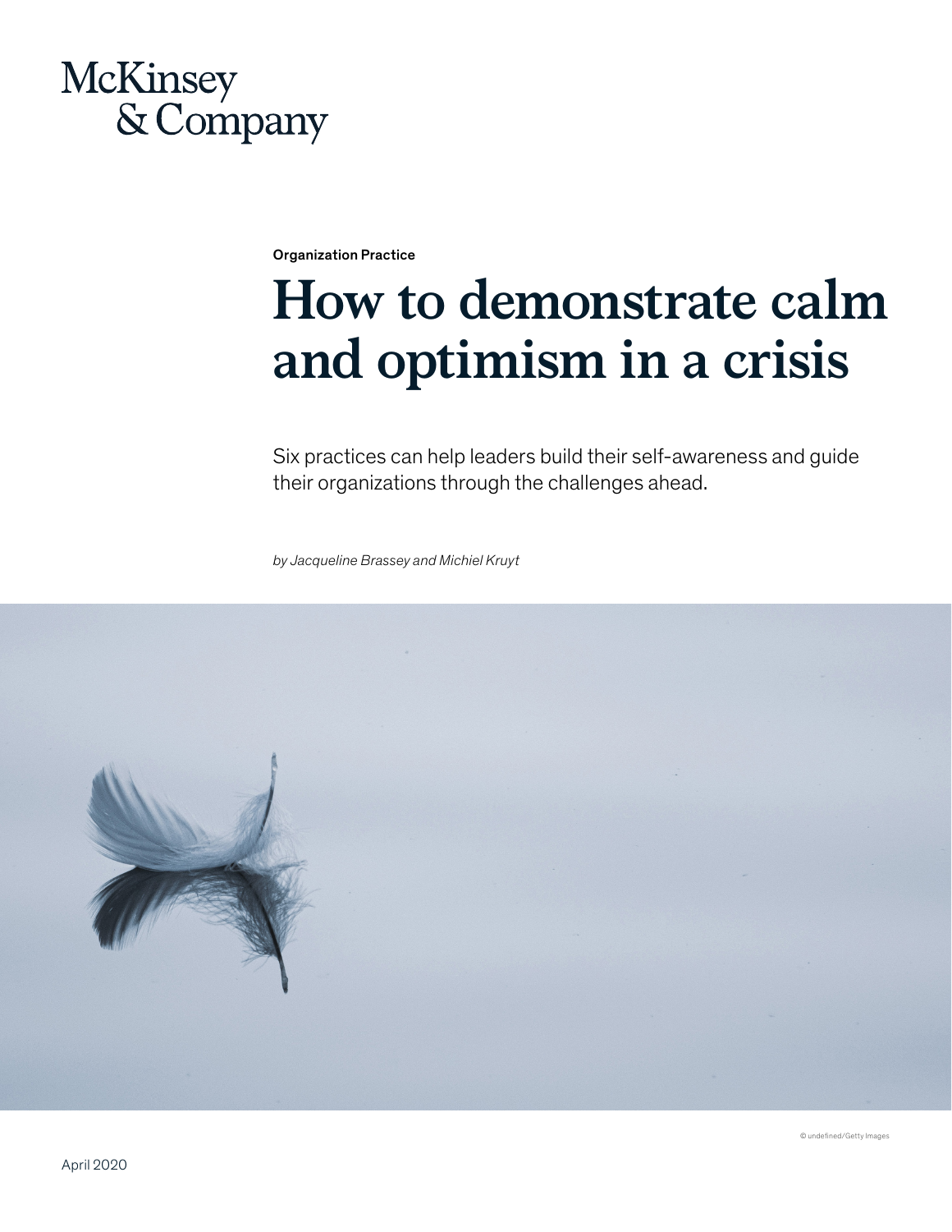McKinsey & Company

Organization Practice

# How to demonstrate calm and optimism in a crisis

Six practices can help leaders build their self-awareness and guide their organizations through the challenges ahead.

*by Jacqueline Brassey and Michiel Kruyt*

© undefined/Getty Images

April 2020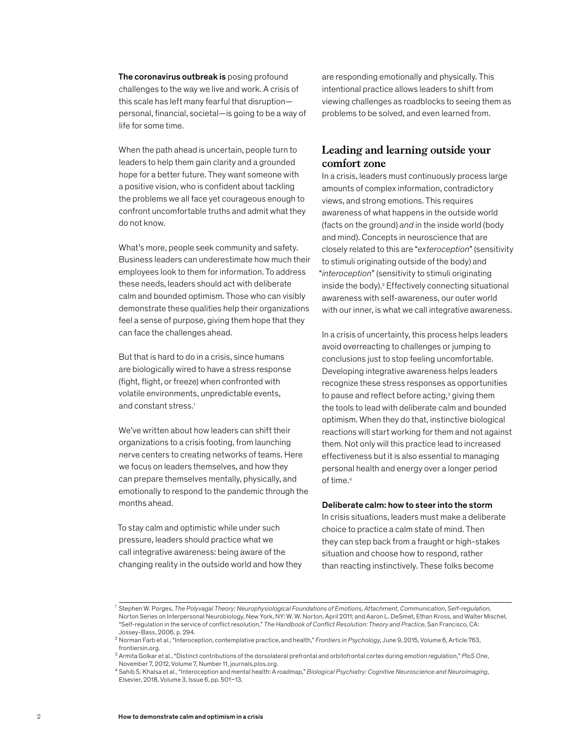**The coronavirus outbreak is** posing profound challenges to the way we live and work. A crisis of this scale has left many fearful that disruption—personal, financial, societal—is going to be a way of life for some time.

When the path ahead is uncertain, people turn to leaders to help them gain clarity and a grounded hope for a better future. They want someone with a positive vision, who is confident about tackling the problems we all face yet courageous enough to confront uncomfortable truths and admit what they do not know.

What's more, people seek community and safety. Business leaders can underestimate how much their employees look to them for information. To address these needs, leaders should act with deliberate calm and bounded optimism. Those who can visibly demonstrate these qualities help their organizations feel a sense of purpose, giving them hope that they can face the challenges ahead.

But that is hard to do in a crisis, since humans are biologically wired to have a stress response (fight, flight, or freeze) when confronted with volatile environments, unpredictable events, and constant stress.[1]

We've written about how leaders can shift their organizations to a crisis footing, from launching nerve centers to creating networks of teams. Here we focus on leaders themselves, and how they can prepare themselves mentally, physically, and emotionally to respond to the pandemic through the months ahead.

To stay calm and optimistic while under such pressure, leaders should practice what we call integrative awareness: being aware of the changing reality in the outside world and how they are responding emotionally and physically. This intentional practice allows leaders to shift from viewing challenges as roadblocks to seeing them as problems to be solved, and even learned from.

## Leading and learning outside your comfort zone

In a crisis, leaders must continuously process large amounts of complex information, contradictory views, and strong emotions. This requires awareness of what happens in the outside world (facts on the ground) *and* in the inside world (body and mind). Concepts in neuroscience that are closely related to this are "*exteroception*" (sensitivity to stimuli originating outside of the body) and "*interoception*" (sensitivity to stimuli originating inside the body).[2] Effectively connecting situational awareness with self-awareness, our outer world with our inner, is what we call integrative awareness.

In a crisis of uncertainty, this process helps leaders avoid overreacting to challenges or jumping to conclusions just to stop feeling uncomfortable. Developing integrative awareness helps leaders recognize these stress responses as opportunities to pause and reflect before acting,[3] giving them the tools to lead with deliberate calm and bounded optimism. When they do that, instinctive biological reactions will start working for them and not against them. Not only will this practice lead to increased effectiveness but it is also essential to managing personal health and energy over a longer period of time.[4]

### Deliberate calm: how to steer into the storm

In crisis situations, leaders must make a deliberate choice to practice a calm state of mind. Then they can step back from a fraught or high-stakes situation and choose how to respond, rather than reacting instinctively. These folks become

---

[1] Stephen W. Porges, *The Polyvagal Theory: Neurophysiological Foundations of Emotions, Attachment, Communication, Self-regulation*, Norton Series on Interpersonal Neurobiology, New York, NY: W. W. Norton, April 2011; and Aaron L. DeSmet, Ethan Kross, and Walter Mischel, "Self-regulation in the service of conflict resolution," *The Handbook of Conflict Resolution: Theory and Practice*, San Francisco, CA: Jossey-Bass, 2006, p. 294.

[2] Norman Farb et al., "Interoception, contemplative practice, and health," *Frontiers in Psychology*, June 9, 2015, Volume 6, Article 763, frontiersin.org.

[3] Armita Golkar et al., "Distinct contributions of the dorsolateral prefrontal and orbitofrontal cortex during emotion regulation," *PloS One*, November 7, 2012, Volume 7, Number 11, journals.plos.org.

[4] Sahib S. Khalsa et al., "Interoception and mental health: A roadmap," *Biological Psychiatry: Cognitive Neuroscience and Neuroimaging*, Elsevier, 2018, Volume 3, Issue 6, pp. 501–13.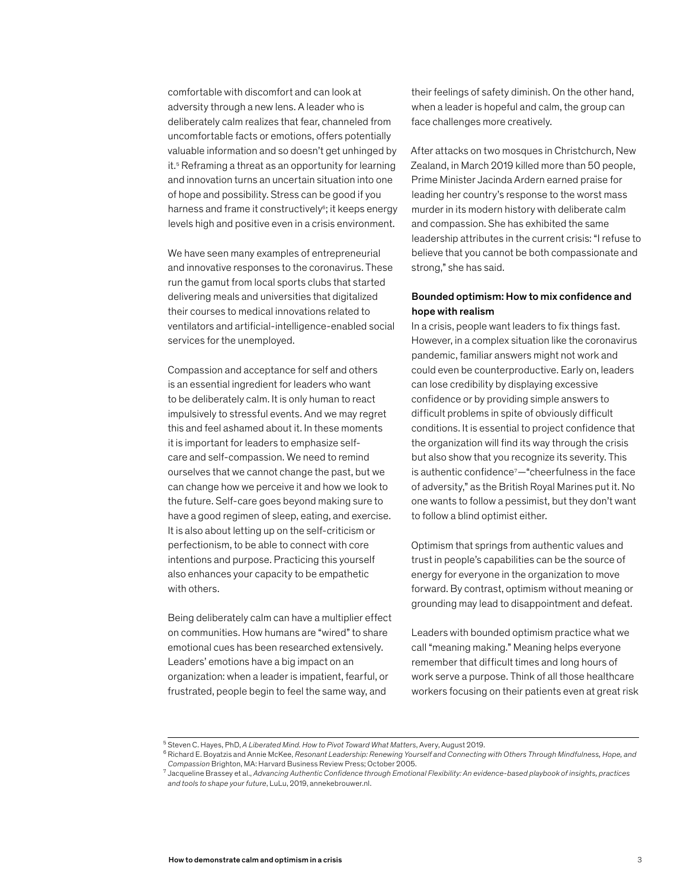comfortable with discomfort and can look at adversity through a new lens. A leader who is deliberately calm realizes that fear, channeled from uncomfortable facts or emotions, offers potentially valuable information and so doesn't get unhinged by it.[5] Reframing a threat as an opportunity for learning and innovation turns an uncertain situation into one of hope and possibility. Stress can be good if you harness and frame it constructively[6]; it keeps energy levels high and positive even in a crisis environment.

We have seen many examples of entrepreneurial and innovative responses to the coronavirus. These run the gamut from local sports clubs that started delivering meals and universities that digitalized their courses to medical innovations related to ventilators and artificial-intelligence-enabled social services for the unemployed.

Compassion and acceptance for self and others is an essential ingredient for leaders who want to be deliberately calm. It is only human to react impulsively to stressful events. And we may regret this and feel ashamed about it. In these moments it is important for leaders to emphasize self-care and self-compassion. We need to remind ourselves that we cannot change the past, but we can change how we perceive it and how we look to the future. Self-care goes beyond making sure to have a good regimen of sleep, eating, and exercise. It is also about letting up on the self-criticism or perfectionism, to be able to connect with core intentions and purpose. Practicing this yourself also enhances your capacity to be empathetic with others.

Being deliberately calm can have a multiplier effect on communities. How humans are "wired" to share emotional cues has been researched extensively. Leaders' emotions have a big impact on an organization: when a leader is impatient, fearful, or frustrated, people begin to feel the same way, and their feelings of safety diminish. On the other hand, when a leader is hopeful and calm, the group can face challenges more creatively.

After attacks on two mosques in Christchurch, New Zealand, in March 2019 killed more than 50 people, Prime Minister Jacinda Ardern earned praise for leading her country's response to the worst mass murder in its modern history with deliberate calm and compassion. She has exhibited the same leadership attributes in the current crisis: "I refuse to believe that you cannot be both compassionate and strong," she has said.

### Bounded optimism: How to mix confidence and hope with realism

In a crisis, people want leaders to fix things fast. However, in a complex situation like the coronavirus pandemic, familiar answers might not work and could even be counterproductive. Early on, leaders can lose credibility by displaying excessive confidence or by providing simple answers to difficult problems in spite of obviously difficult conditions. It is essential to project confidence that the organization will find its way through the crisis but also show that you recognize its severity. This is authentic confidence[7]—"cheerfulness in the face of adversity," as the British Royal Marines put it. No one wants to follow a pessimist, but they don't want to follow a blind optimist either.

Optimism that springs from authentic values and trust in people's capabilities can be the source of energy for everyone in the organization to move forward. By contrast, optimism without meaning or grounding may lead to disappointment and defeat.

Leaders with bounded optimism practice what we call "meaning making." Meaning helps everyone remember that difficult times and long hours of work serve a purpose. Think of all those healthcare workers focusing on their patients even at great risk

---

[5] Steven C. Hayes, PhD, *A Liberated Mind. How to Pivot Toward What Matters*, Avery, August 2019.

[6] Richard E. Boyatzis and Annie McKee, *Resonant Leadership: Renewing Yourself and Connecting with Others Through Mindfulness, Hope, and Compassion* Brighton, MA: Harvard Business Review Press; October 2005.

[7] Jacqueline Brassey et al., *Advancing Authentic Confidence through Emotional Flexibility: An evidence-based playbook of insights, practices and tools to shape your future*, LuLu, 2019, annekebrouwer.nl.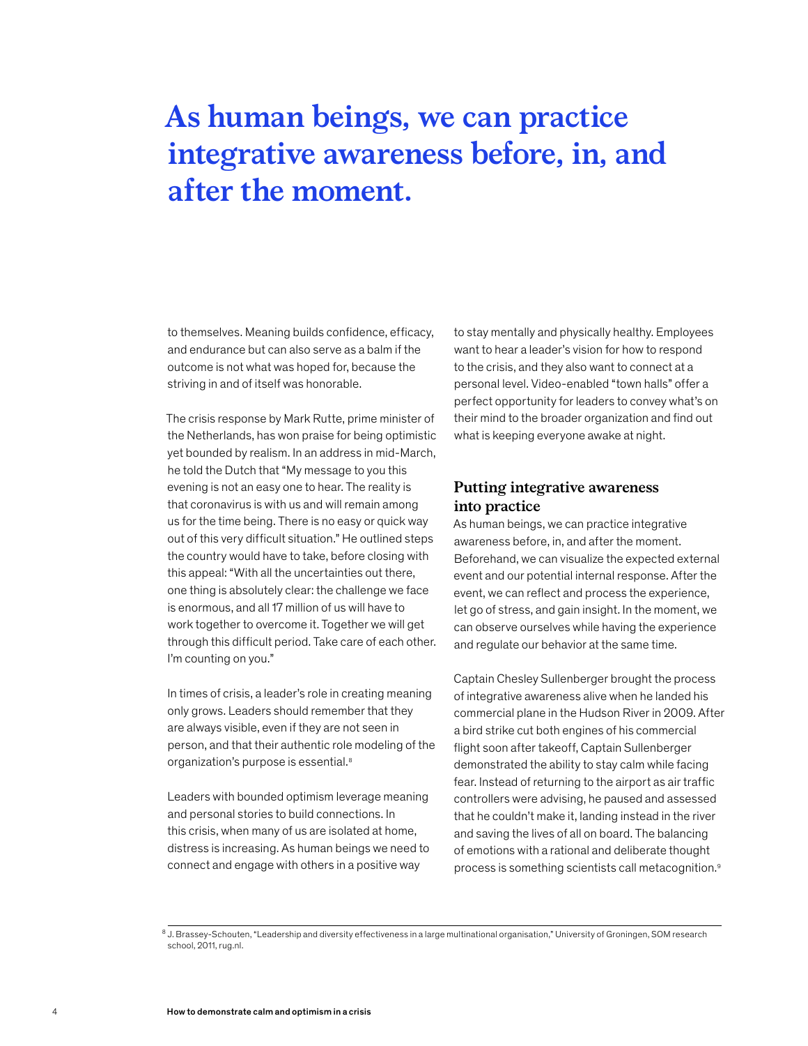# As human beings, we can practice integrative awareness before, in, and after the moment.

to themselves. Meaning builds confidence, efficacy, and endurance but can also serve as a balm if the outcome is not what was hoped for, because the striving in and of itself was honorable.

The crisis response by Mark Rutte, prime minister of the Netherlands, has won praise for being optimistic yet bounded by realism. In an address in mid-March, he told the Dutch that "My message to you this evening is not an easy one to hear. The reality is that coronavirus is with us and will remain among us for the time being. There is no easy or quick way out of this very difficult situation." He outlined steps the country would have to take, before closing with this appeal: "With all the uncertainties out there, one thing is absolutely clear: the challenge we face is enormous, and all 17 million of us will have to work together to overcome it. Together we will get through this difficult period. Take care of each other. I'm counting on you."

In times of crisis, a leader's role in creating meaning only grows. Leaders should remember that they are always visible, even if they are not seen in person, and that their authentic role modeling of the organization's purpose is essential.[8]

Leaders with bounded optimism leverage meaning and personal stories to build connections. In this crisis, when many of us are isolated at home, distress is increasing. As human beings we need to connect and engage with others in a positive way to stay mentally and physically healthy. Employees want to hear a leader's vision for how to respond to the crisis, and they also want to connect at a personal level. Video-enabled "town halls" offer a perfect opportunity for leaders to convey what's on their mind to the broader organization and find out what is keeping everyone awake at night.

## Putting integrative awareness into practice

As human beings, we can practice integrative awareness before, in, and after the moment. Beforehand, we can visualize the expected external event and our potential internal response. After the event, we can reflect and process the experience, let go of stress, and gain insight. In the moment, we can observe ourselves while having the experience and regulate our behavior at the same time.

Captain Chesley Sullenberger brought the process of integrative awareness alive when he landed his commercial plane in the Hudson River in 2009. After a bird strike cut both engines of his commercial flight soon after takeoff, Captain Sullenberger demonstrated the ability to stay calm while facing fear. Instead of returning to the airport as air traffic controllers were advising, he paused and assessed that he couldn't make it, landing instead in the river and saving the lives of all on board. The balancing of emotions with a rational and deliberate thought process is something scientists call metacognition.[9]

---

[8] J. Brassey-Schouten, "Leadership and diversity effectiveness in a large multinational organisation," University of Groningen, SOM research school, 2011, rug.nl.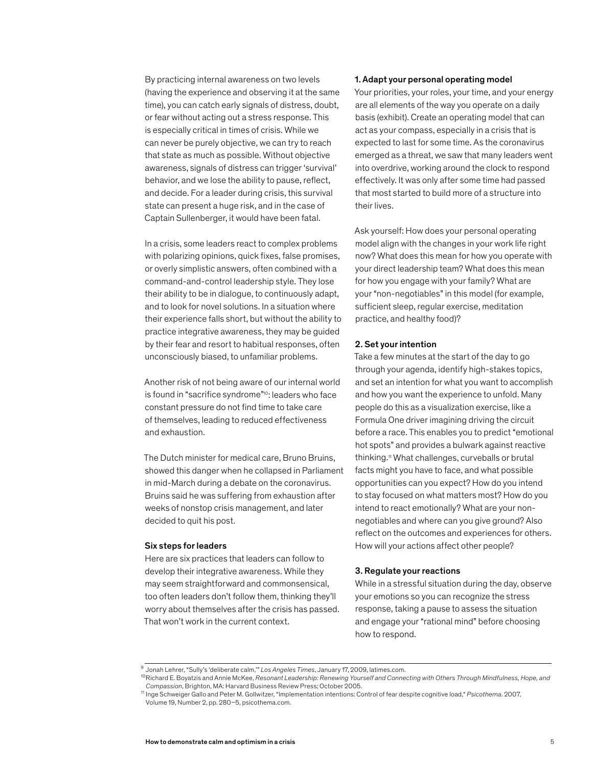By practicing internal awareness on two levels (having the experience and observing it at the same time), you can catch early signals of distress, doubt, or fear without acting out a stress response. This is especially critical in times of crisis. While we can never be purely objective, we can try to reach that state as much as possible. Without objective awareness, signals of distress can trigger 'survival' behavior, and we lose the ability to pause, reflect, and decide. For a leader during crisis, this survival state can present a huge risk, and in the case of Captain Sullenberger, it would have been fatal.

In a crisis, some leaders react to complex problems with polarizing opinions, quick fixes, false promises, or overly simplistic answers, often combined with a command-and-control leadership style. They lose their ability to be in dialogue, to continuously adapt, and to look for novel solutions. In a situation where their experience falls short, but without the ability to practice integrative awareness, they may be guided by their fear and resort to habitual responses, often unconsciously biased, to unfamiliar problems.

Another risk of not being aware of our internal world is found in "sacrifice syndrome"[10]: leaders who face constant pressure do not find time to take care of themselves, leading to reduced effectiveness and exhaustion.

The Dutch minister for medical care, Bruno Bruins, showed this danger when he collapsed in Parliament in mid-March during a debate on the coronavirus. Bruins said he was suffering from exhaustion after weeks of nonstop crisis management, and later decided to quit his post.

## Six steps for leaders

Here are six practices that leaders can follow to develop their integrative awareness. While they may seem straightforward and commonsensical, too often leaders don't follow them, thinking they'll worry about themselves after the crisis has passed. That won't work in the current context.

### 1. Adapt your personal operating model

Your priorities, your roles, your time, and your energy are all elements of the way you operate on a daily basis (exhibit). Create an operating model that can act as your compass, especially in a crisis that is expected to last for some time. As the coronavirus emerged as a threat, we saw that many leaders went into overdrive, working around the clock to respond effectively. It was only after some time had passed that most started to build more of a structure into their lives.

Ask yourself: How does your personal operating model align with the changes in your work life right now? What does this mean for how you operate with your direct leadership team? What does this mean for how you engage with your family? What are your "non-negotiables" in this model (for example, sufficient sleep, regular exercise, meditation practice, and healthy food)?

### 2. Set your intention

Take a few minutes at the start of the day to go through your agenda, identify high-stakes topics, and set an intention for what you want to accomplish and how you want the experience to unfold. Many people do this as a visualization exercise, like a Formula One driver imagining driving the circuit before a race. This enables you to predict "emotional hot spots" and provides a bulwark against reactive thinking.[11] What challenges, curveballs or brutal facts might you have to face, and what possible opportunities can you expect? How do you intend to stay focused on what matters most? How do you intend to react emotionally? What are your non-negotiables and where can you give ground? Also reflect on the outcomes and experiences for others. How will your actions affect other people?

### 3. Regulate your reactions

While in a stressful situation during the day, observe your emotions so you can recognize the stress response, taking a pause to assess the situation and engage your "rational mind" before choosing how to respond.

---

[9] Jonah Lehrer, "Sully's 'deliberate calm,'" *Los Angeles Times*, January 17, 2009, latimes.com.

[10] Richard E. Boyatzis and Annie McKee, *Resonant Leadership: Renewing Yourself and Connecting with Others Through Mindfulness, Hope, and Compassion*, Brighton, MA: Harvard Business Review Press; October 2005.

[11] Inge Schweiger Gallo and Peter M. Gollwitzer, "Implementation intentions: Control of fear despite cognitive load," *Psicothema*. 2007, Volume 19, Number 2, pp. 280–5, psicothema.com.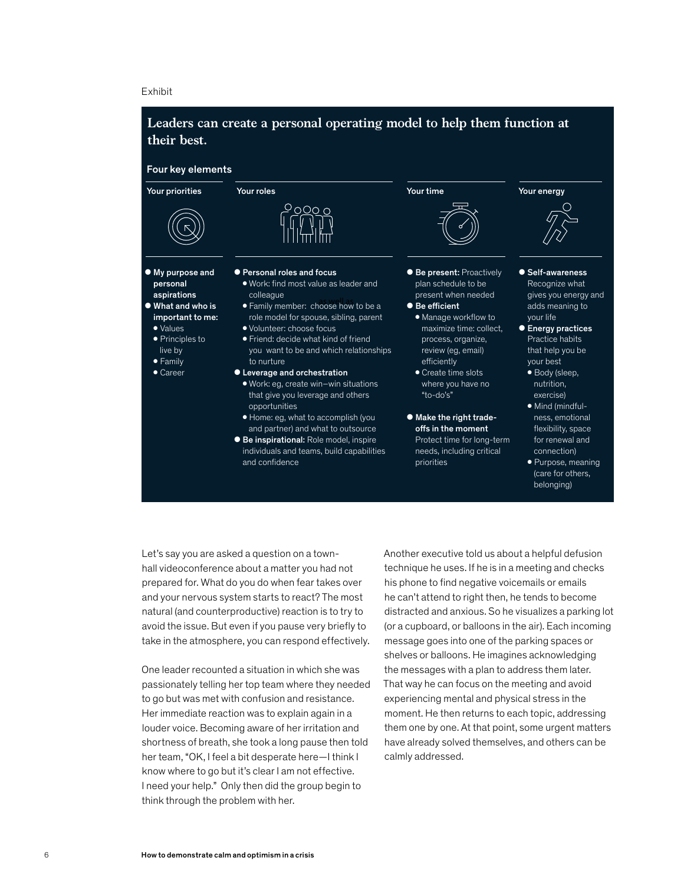Exhibit

## Leaders can create a personal operating model to help them function at their best.

### Four key elements

**Your priorities**

- **My purpose and personal aspirations**
- **What and who is important to me:**
  - Values
  - Principles to live by
  - Family
  - Career

**Your roles**

- **Personal roles and focus**
  - Work: find most value as leader and colleague
  - Family member: choose how to be a role model for spouse, sibling, parent
  - Volunteer: choose focus
  - Friend: decide what kind of friend you want to be and which relationships to nurture
- **Leverage and orchestration**
  - Work: eg, create win–win situations that give you leverage and others opportunities
  - Home: eg, what to accomplish (you and partner) and what to outsource
- **Be inspirational:** Role model, inspire individuals and teams, build capabilities and confidence

**Your time**

- **Be present:** Proactively plan schedule to be present when needed
- **Be efficient**
  - Manage workflow to maximize time: collect, process, organize, review (eg, email) efficiently
  - Create time slots where you have no "to-do's"
- **Make the right trade-offs in the moment**
  Protect time for long-term needs, including critical priorities

**Your energy**

- **Self-awareness**
  Recognize what gives you energy and adds meaning to your life
- **Energy practices**
  Practice habits that help you be your best
  - Body (sleep, nutrition, exercise)
  - Mind (mindfulness, emotional flexibility, space for renewal and connection)
  - Purpose, meaning (care for others, belonging)

Let's say you are asked a question on a town-hall videoconference about a matter you had not prepared for. What do you do when fear takes over and your nervous system starts to react? The most natural (and counterproductive) reaction is to try to avoid the issue. But even if you pause very briefly to take in the atmosphere, you can respond effectively.

One leader recounted a situation in which she was passionately telling her top team where they needed to go but was met with confusion and resistance. Her immediate reaction was to explain again in a louder voice. Becoming aware of her irritation and shortness of breath, she took a long pause then told her team, "OK, I feel a bit desperate here—I think I know where to go but it's clear I am not effective. I need your help." Only then did the group begin to think through the problem with her.

Another executive told us about a helpful defusion technique he uses. If he is in a meeting and checks his phone to find negative voicemails or emails he can't attend to right then, he tends to become distracted and anxious. So he visualizes a parking lot (or a cupboard, or balloons in the air). Each incoming message goes into one of the parking spaces or shelves or balloons. He imagines acknowledging the messages with a plan to address them later. That way he can focus on the meeting and avoid experiencing mental and physical stress in the moment. He then returns to each topic, addressing them one by one. At that point, some urgent matters have already solved themselves, and others can be calmly addressed.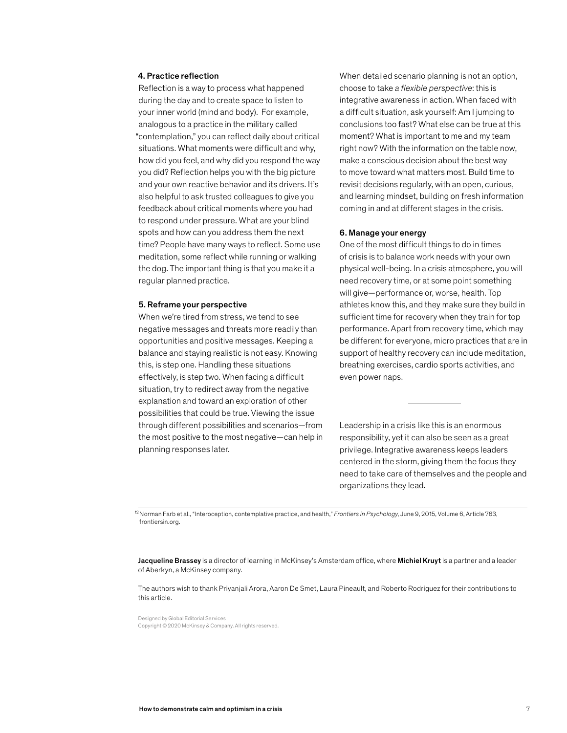### 4. Practice reflection

Reflection is a way to process what happened during the day and to create space to listen to your inner world (mind and body). For example, analogous to a practice in the military called "contemplation," you can reflect daily about critical situations. What moments were difficult and why, how did you feel, and why did you respond the way you did? Reflection helps you with the big picture and your own reactive behavior and its drivers. It's also helpful to ask trusted colleagues to give you feedback about critical moments where you had to respond under pressure. What are your blind spots and how can you address them the next time? People have many ways to reflect. Some use meditation, some reflect while running or walking the dog. The important thing is that you make it a regular planned practice.

### 5. Reframe your perspective

When we're tired from stress, we tend to see negative messages and threats more readily than opportunities and positive messages. Keeping a balance and staying realistic is not easy. Knowing this, is step one. Handling these situations effectively, is step two. When facing a difficult situation, try to redirect away from the negative explanation and toward an exploration of other possibilities that could be true. Viewing the issue through different possibilities and scenarios—from the most positive to the most negative—can help in planning responses later.

When detailed scenario planning is not an option, choose to take *a flexible perspective*: this is integrative awareness in action. When faced with a difficult situation, ask yourself: Am I jumping to conclusions too fast? What else can be true at this moment? What is important to me and my team right now? With the information on the table now, make a conscious decision about the best way to move toward what matters most. Build time to revisit decisions regularly, with an open, curious, and learning mindset, building on fresh information coming in and at different stages in the crisis.

### 6. Manage your energy

One of the most difficult things to do in times of crisis is to balance work needs with your own physical well-being. In a crisis atmosphere, you will need recovery time, or at some point something will give—performance or, worse, health. Top athletes know this, and they make sure they build in sufficient time for recovery when they train for top performance. Apart from recovery time, which may be different for everyone, micro practices that are in support of healthy recovery can include meditation, breathing exercises, cardio sports activities, and even power naps.

---

Leadership in a crisis like this is an enormous responsibility, yet it can also be seen as a great privilege. Integrative awareness keeps leaders centered in the storm, giving them the focus they need to take care of themselves and the people and organizations they lead.

[12] Norman Farb et al., "Interoception, contemplative practice, and health," *Frontiers in Psychology*, June 9, 2015, Volume 6, Article 763, frontiersin.org.

**Jacqueline Brassey** is a director of learning in McKinsey's Amsterdam office, where **Michiel Kruyt** is a partner and a leader of Aberkyn, a McKinsey company.

The authors wish to thank Priyanjali Arora, Aaron De Smet, Laura Pineault, and Roberto Rodriguez for their contributions to this article.

Designed by Global Editorial Services
Copyright © 2020 McKinsey & Company. All rights reserved.